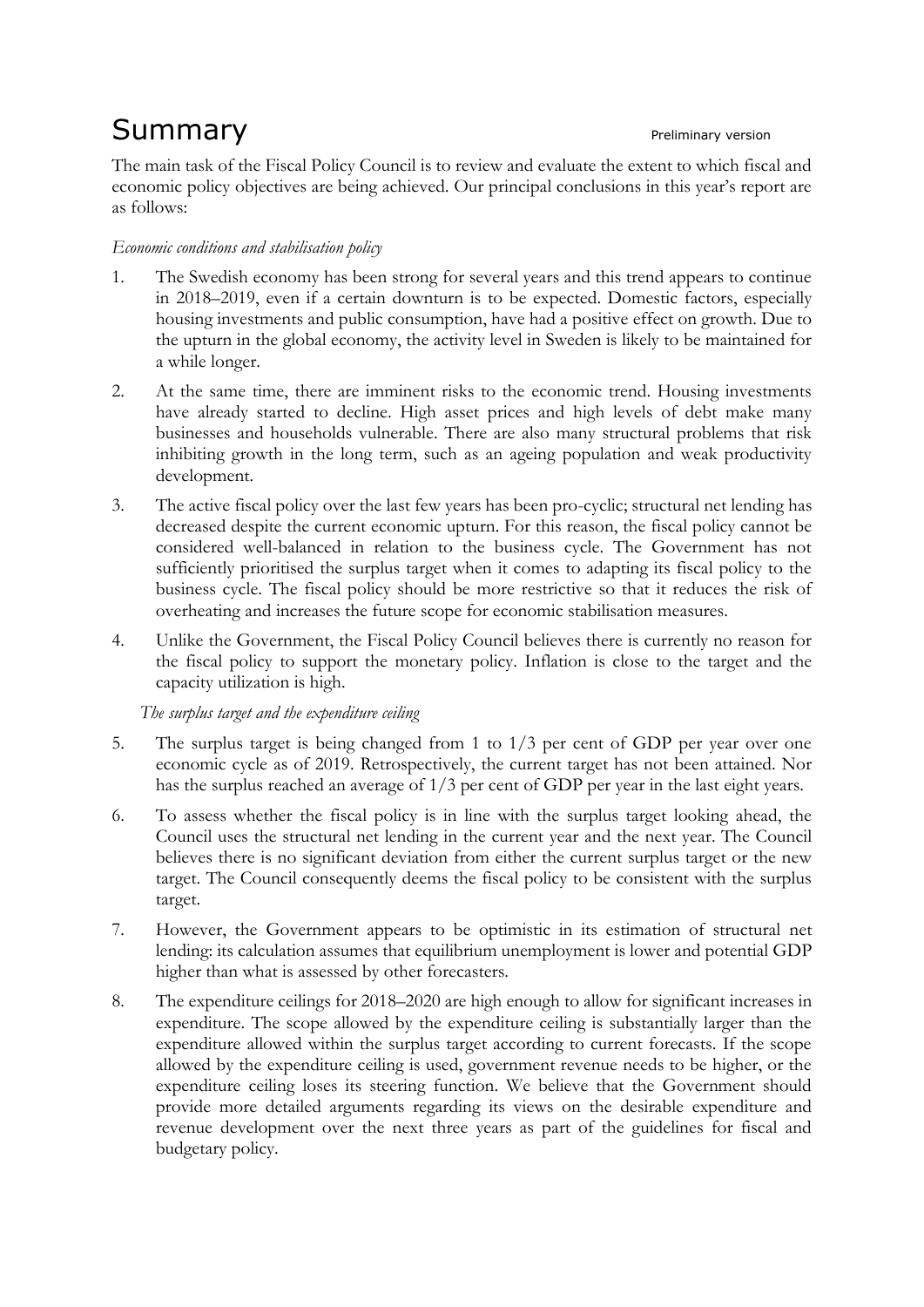# Summary

Preliminary version

The main task of the Fiscal Policy Council is to review and evaluate the extent to which fiscal and economic policy objectives are being achieved. Our principal conclusions in this year's report are as follows:

*Economic conditions and stabilisation policy*

1. The Swedish economy has been strong for several years and this trend appears to continue in 2018–2019, even if a certain downturn is to be expected. Domestic factors, especially housing investments and public consumption, have had a positive effect on growth. Due to the upturn in the global economy, the activity level in Sweden is likely to be maintained for a while longer.
2. At the same time, there are imminent risks to the economic trend. Housing investments have already started to decline. High asset prices and high levels of debt make many businesses and households vulnerable. There are also many structural problems that risk inhibiting growth in the long term, such as an ageing population and weak productivity development.
3. The active fiscal policy over the last few years has been pro-cyclic; structural net lending has decreased despite the current economic upturn. For this reason, the fiscal policy cannot be considered well-balanced in relation to the business cycle. The Government has not sufficiently prioritised the surplus target when it comes to adapting its fiscal policy to the business cycle. The fiscal policy should be more restrictive so that it reduces the risk of overheating and increases the future scope for economic stabilisation measures.
4. Unlike the Government, the Fiscal Policy Council believes there is currently no reason for the fiscal policy to support the monetary policy. Inflation is close to the target and the capacity utilization is high.

*The surplus target and the expenditure ceiling*

5. The surplus target is being changed from 1 to 1/3 per cent of GDP per year over one economic cycle as of 2019. Retrospectively, the current target has not been attained. Nor has the surplus reached an average of 1/3 per cent of GDP per year in the last eight years.
6. To assess whether the fiscal policy is in line with the surplus target looking ahead, the Council uses the structural net lending in the current year and the next year. The Council believes there is no significant deviation from either the current surplus target or the new target. The Council consequently deems the fiscal policy to be consistent with the surplus target.
7. However, the Government appears to be optimistic in its estimation of structural net lending: its calculation assumes that equilibrium unemployment is lower and potential GDP higher than what is assessed by other forecasters.
8. The expenditure ceilings for 2018–2020 are high enough to allow for significant increases in expenditure. The scope allowed by the expenditure ceiling is substantially larger than the expenditure allowed within the surplus target according to current forecasts. If the scope allowed by the expenditure ceiling is used, government revenue needs to be higher, or the expenditure ceiling loses its steering function. We believe that the Government should provide more detailed arguments regarding its views on the desirable expenditure and revenue development over the next three years as part of the guidelines for fiscal and budgetary policy.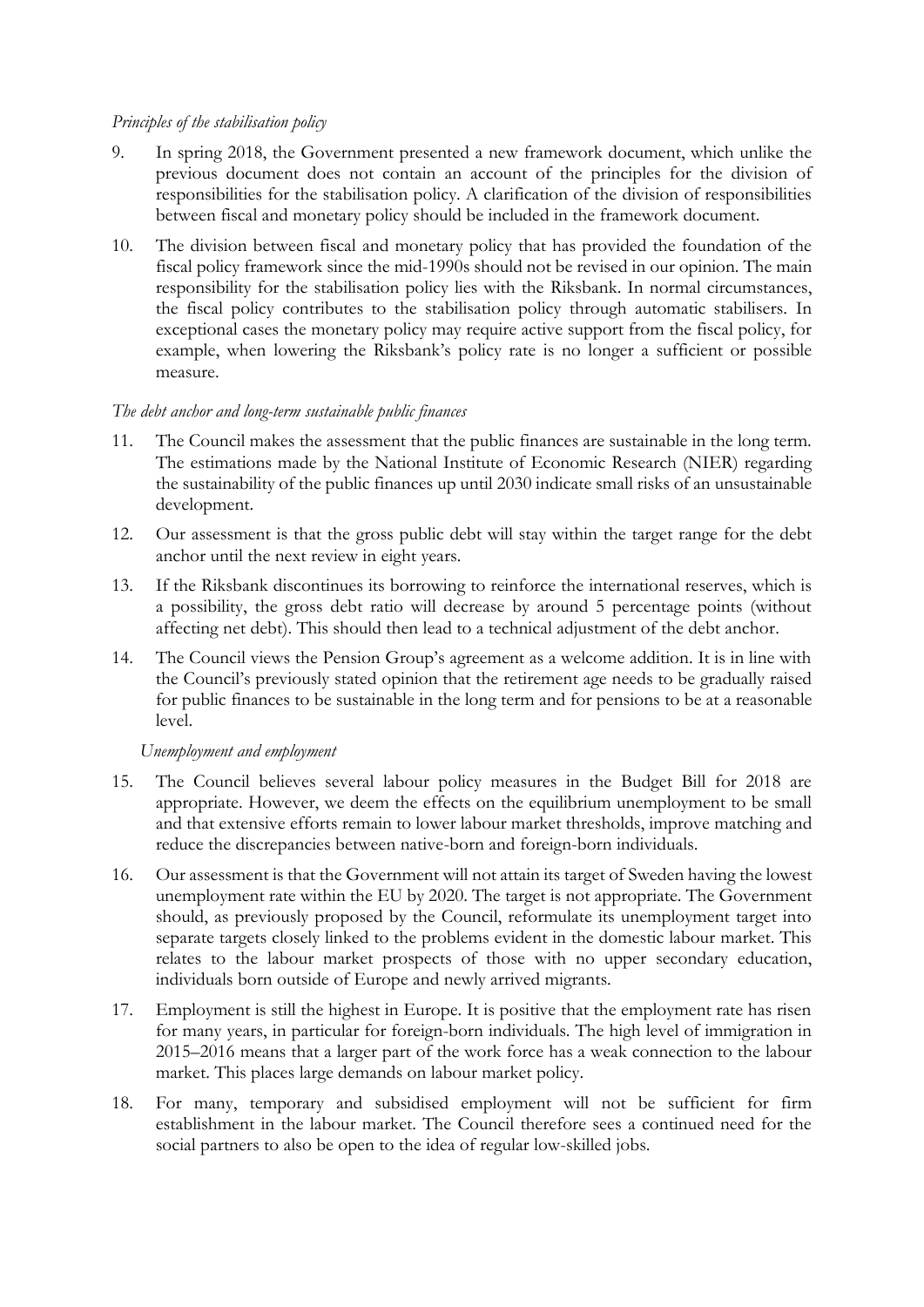*Principles of the stabilisation policy*

9. In spring 2018, the Government presented a new framework document, which unlike the previous document does not contain an account of the principles for the division of responsibilities for the stabilisation policy. A clarification of the division of responsibilities between fiscal and monetary policy should be included in the framework document.

10. The division between fiscal and monetary policy that has provided the foundation of the fiscal policy framework since the mid-1990s should not be revised in our opinion. The main responsibility for the stabilisation policy lies with the Riksbank. In normal circumstances, the fiscal policy contributes to the stabilisation policy through automatic stabilisers. In exceptional cases the monetary policy may require active support from the fiscal policy, for example, when lowering the Riksbank's policy rate is no longer a sufficient or possible measure.

*The debt anchor and long-term sustainable public finances*

11. The Council makes the assessment that the public finances are sustainable in the long term. The estimations made by the National Institute of Economic Research (NIER) regarding the sustainability of the public finances up until 2030 indicate small risks of an unsustainable development.

12. Our assessment is that the gross public debt will stay within the target range for the debt anchor until the next review in eight years.

13. If the Riksbank discontinues its borrowing to reinforce the international reserves, which is a possibility, the gross debt ratio will decrease by around 5 percentage points (without affecting net debt). This should then lead to a technical adjustment of the debt anchor.

14. The Council views the Pension Group's agreement as a welcome addition. It is in line with the Council's previously stated opinion that the retirement age needs to be gradually raised for public finances to be sustainable in the long term and for pensions to be at a reasonable level.

*Unemployment and employment*

15. The Council believes several labour policy measures in the Budget Bill for 2018 are appropriate. However, we deem the effects on the equilibrium unemployment to be small and that extensive efforts remain to lower labour market thresholds, improve matching and reduce the discrepancies between native-born and foreign-born individuals.

16. Our assessment is that the Government will not attain its target of Sweden having the lowest unemployment rate within the EU by 2020. The target is not appropriate. The Government should, as previously proposed by the Council, reformulate its unemployment target into separate targets closely linked to the problems evident in the domestic labour market. This relates to the labour market prospects of those with no upper secondary education, individuals born outside of Europe and newly arrived migrants.

17. Employment is still the highest in Europe. It is positive that the employment rate has risen for many years, in particular for foreign-born individuals. The high level of immigration in 2015–2016 means that a larger part of the work force has a weak connection to the labour market. This places large demands on labour market policy.

18. For many, temporary and subsidised employment will not be sufficient for firm establishment in the labour market. The Council therefore sees a continued need for the social partners to also be open to the idea of regular low-skilled jobs.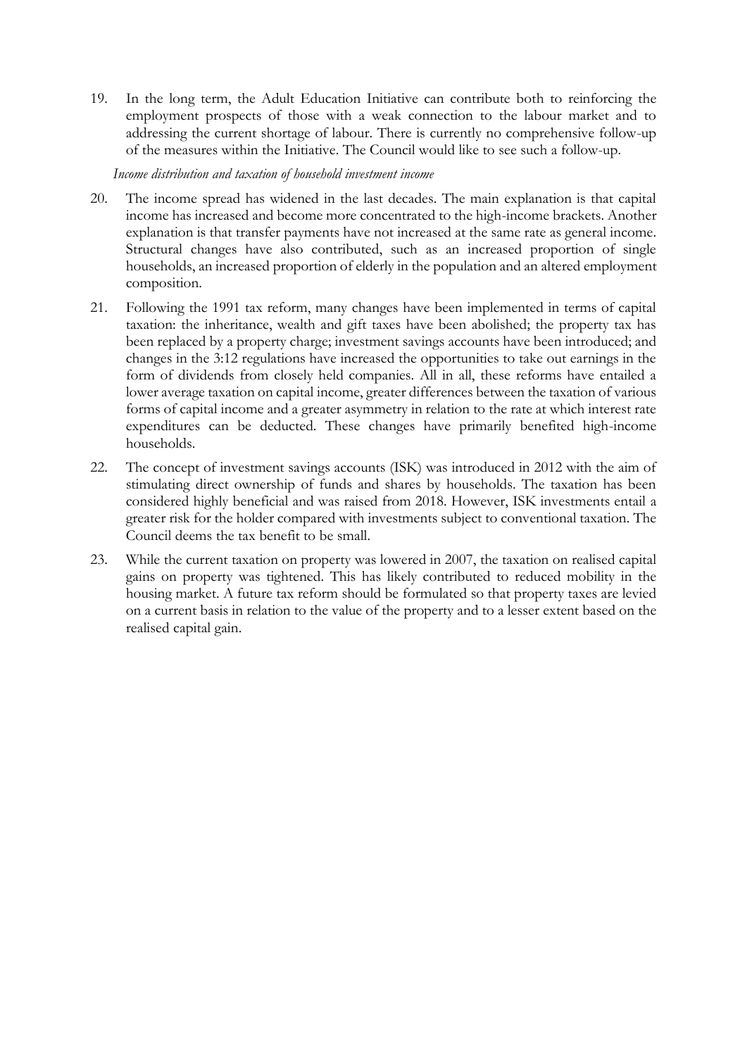19. In the long term, the Adult Education Initiative can contribute both to reinforcing the employment prospects of those with a weak connection to the labour market and to addressing the current shortage of labour. There is currently no comprehensive follow-up of the measures within the Initiative. The Council would like to see such a follow-up.

*Income distribution and taxation of household investment income*

20. The income spread has widened in the last decades. The main explanation is that capital income has increased and become more concentrated to the high-income brackets. Another explanation is that transfer payments have not increased at the same rate as general income. Structural changes have also contributed, such as an increased proportion of single households, an increased proportion of elderly in the population and an altered employment composition.

21. Following the 1991 tax reform, many changes have been implemented in terms of capital taxation: the inheritance, wealth and gift taxes have been abolished; the property tax has been replaced by a property charge; investment savings accounts have been introduced; and changes in the 3:12 regulations have increased the opportunities to take out earnings in the form of dividends from closely held companies. All in all, these reforms have entailed a lower average taxation on capital income, greater differences between the taxation of various forms of capital income and a greater asymmetry in relation to the rate at which interest rate expenditures can be deducted. These changes have primarily benefited high-income households.

22. The concept of investment savings accounts (ISK) was introduced in 2012 with the aim of stimulating direct ownership of funds and shares by households. The taxation has been considered highly beneficial and was raised from 2018. However, ISK investments entail a greater risk for the holder compared with investments subject to conventional taxation. The Council deems the tax benefit to be small.

23. While the current taxation on property was lowered in 2007, the taxation on realised capital gains on property was tightened. This has likely contributed to reduced mobility in the housing market. A future tax reform should be formulated so that property taxes are levied on a current basis in relation to the value of the property and to a lesser extent based on the realised capital gain.